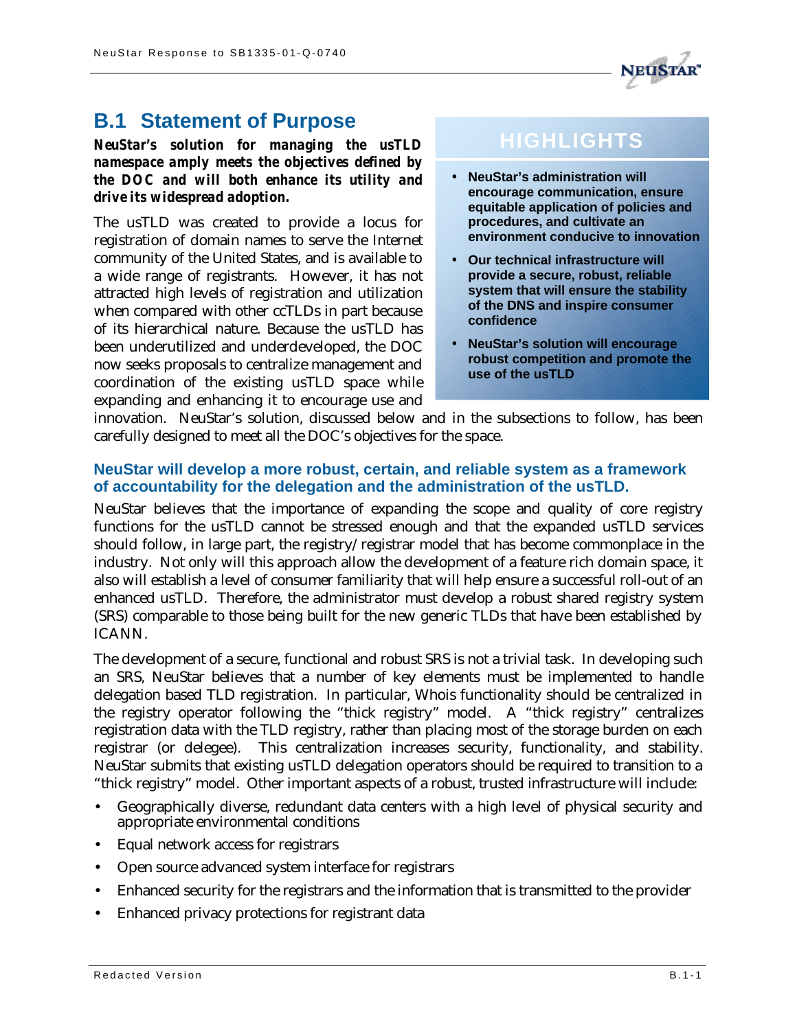## B.1 Statement of Purpose

***NeuStar's solution for managing the usTLD namespace amply meets the objectives defined by the DOC and will both enhance its utility and drive its widespread adoption.***

**HIGHLIGHTS**

- **NeuStar's administration will encourage communication, ensure equitable application of policies and procedures, and cultivate an environment conducive to innovation**
- **Our technical infrastructure will provide a secure, robust, reliable system that will ensure the stability of the DNS and inspire consumer confidence**
- **NeuStar's solution will encourage robust competition and promote the use of the usTLD**

The usTLD was created to provide a locus for registration of domain names to serve the Internet community of the United States, and is available to a wide range of registrants. However, it has not attracted high levels of registration and utilization when compared with other ccTLDs in part because of its hierarchical nature. Because the usTLD has been underutilized and underdeveloped, the DOC now seeks proposals to centralize management and coordination of the existing usTLD space while expanding and enhancing it to encourage use and innovation. NeuStar's solution, discussed below and in the subsections to follow, has been carefully designed to meet all the DOC's objectives for the space.

### NeuStar will develop a more robust, certain, and reliable system as a framework of accountability for the delegation and the administration of the usTLD.

NeuStar believes that the importance of expanding the scope and quality of core registry functions for the usTLD cannot be stressed enough and that the expanded usTLD services should follow, in large part, the registry/registrar model that has become commonplace in the industry. Not only will this approach allow the development of a feature rich domain space, it also will establish a level of consumer familiarity that will help ensure a successful roll-out of an enhanced usTLD. Therefore, the administrator must develop a robust shared registry system (SRS) comparable to those being built for the new generic TLDs that have been established by ICANN.

The development of a secure, functional and robust SRS is not a trivial task. In developing such an SRS, NeuStar believes that a number of key elements must be implemented to handle delegation based TLD registration. In particular, Whois functionality should be centralized in the registry operator following the "thick registry" model. A "thick registry" centralizes registration data with the TLD registry, rather than placing most of the storage burden on each registrar (or delegee). This centralization increases security, functionality, and stability. NeuStar submits that existing usTLD delegation operators should be required to transition to a "thick registry" model. Other important aspects of a robust, trusted infrastructure will include:

- Geographically diverse, redundant data centers with a high level of physical security and appropriate environmental conditions
- Equal network access for registrars
- Open source advanced system interface for registrars
- Enhanced security for the registrars and the information that is transmitted to the provider
- Enhanced privacy protections for registrant data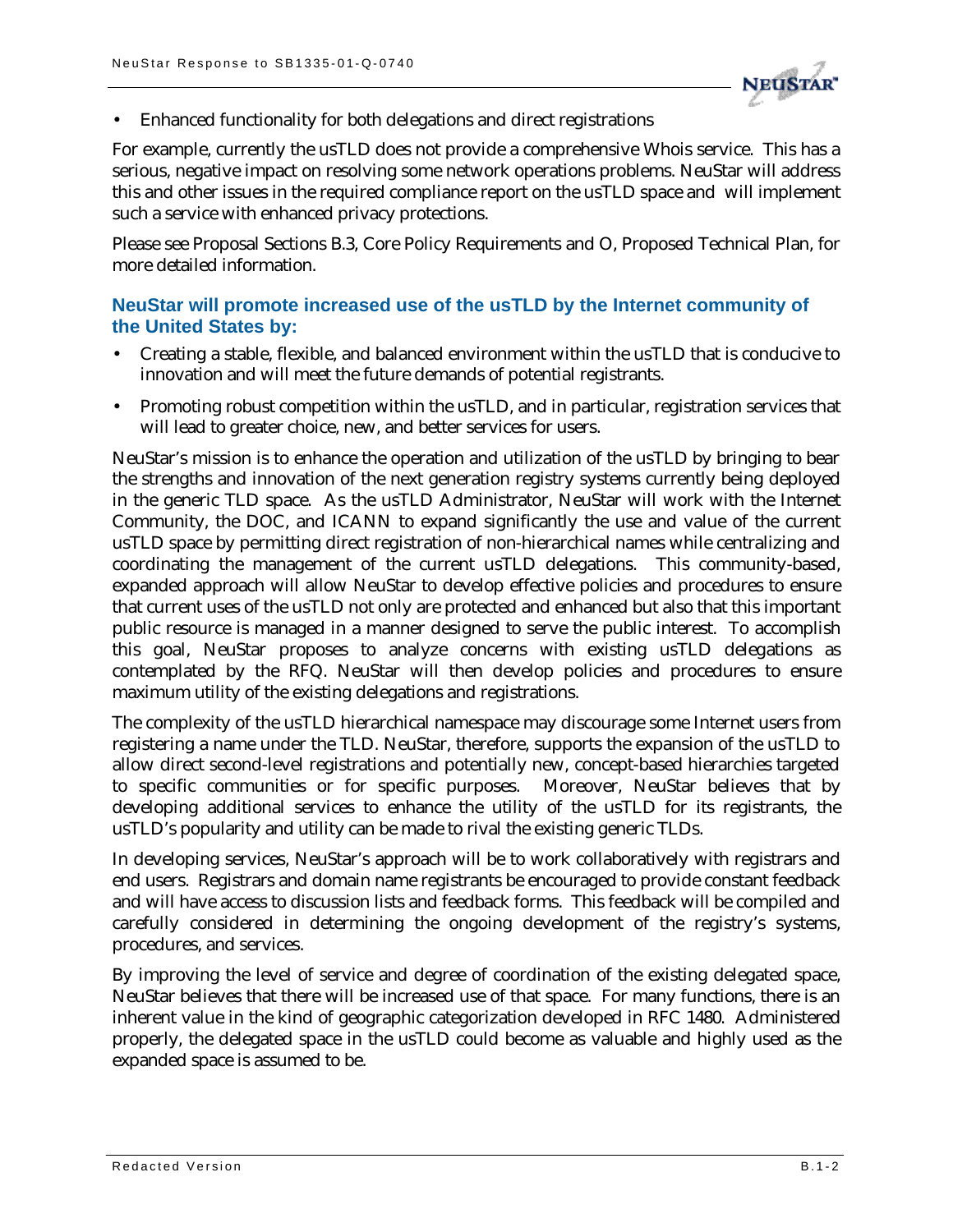- Enhanced functionality for both delegations and direct registrations

For example, currently the usTLD does not provide a comprehensive Whois service. This has a serious, negative impact on resolving some network operations problems. NeuStar will address this and other issues in the required compliance report on the usTLD space and will implement such a service with enhanced privacy protections.

Please see Proposal Sections B.3, Core Policy Requirements and O, Proposed Technical Plan, for more detailed information.

### NeuStar will promote increased use of the usTLD by the Internet community of the United States by:

- Creating a stable, flexible, and balanced environment within the usTLD that is conducive to innovation and will meet the future demands of potential registrants.
- Promoting robust competition within the usTLD, and in particular, registration services that will lead to greater choice, new, and better services for users.

NeuStar's mission is to enhance the operation and utilization of the usTLD by bringing to bear the strengths and innovation of the next generation registry systems currently being deployed in the generic TLD space. As the usTLD Administrator, NeuStar will work with the Internet Community, the DOC, and ICANN to expand significantly the use and value of the current usTLD space by permitting direct registration of non-hierarchical names while centralizing and coordinating the management of the current usTLD delegations. This community-based, expanded approach will allow NeuStar to develop effective policies and procedures to ensure that current uses of the usTLD not only are protected and enhanced but also that this important public resource is managed in a manner designed to serve the public interest. To accomplish this goal, NeuStar proposes to analyze concerns with existing usTLD delegations as contemplated by the RFQ. NeuStar will then develop policies and procedures to ensure maximum utility of the existing delegations and registrations.

The complexity of the usTLD hierarchical namespace may discourage some Internet users from registering a name under the TLD. NeuStar, therefore, supports the expansion of the usTLD to allow direct second-level registrations and potentially new, concept-based hierarchies targeted to specific communities or for specific purposes. Moreover, NeuStar believes that by developing additional services to enhance the utility of the usTLD for its registrants, the usTLD's popularity and utility can be made to rival the existing generic TLDs.

In developing services, NeuStar's approach will be to work collaboratively with registrars and end users. Registrars and domain name registrants be encouraged to provide constant feedback and will have access to discussion lists and feedback forms. This feedback will be compiled and carefully considered in determining the ongoing development of the registry's systems, procedures, and services.

By improving the level of service and degree of coordination of the existing delegated space, NeuStar believes that there will be increased use of that space. For many functions, there is an inherent value in the kind of geographic categorization developed in RFC 1480. Administered properly, the delegated space in the usTLD could become as valuable and highly used as the expanded space is assumed to be.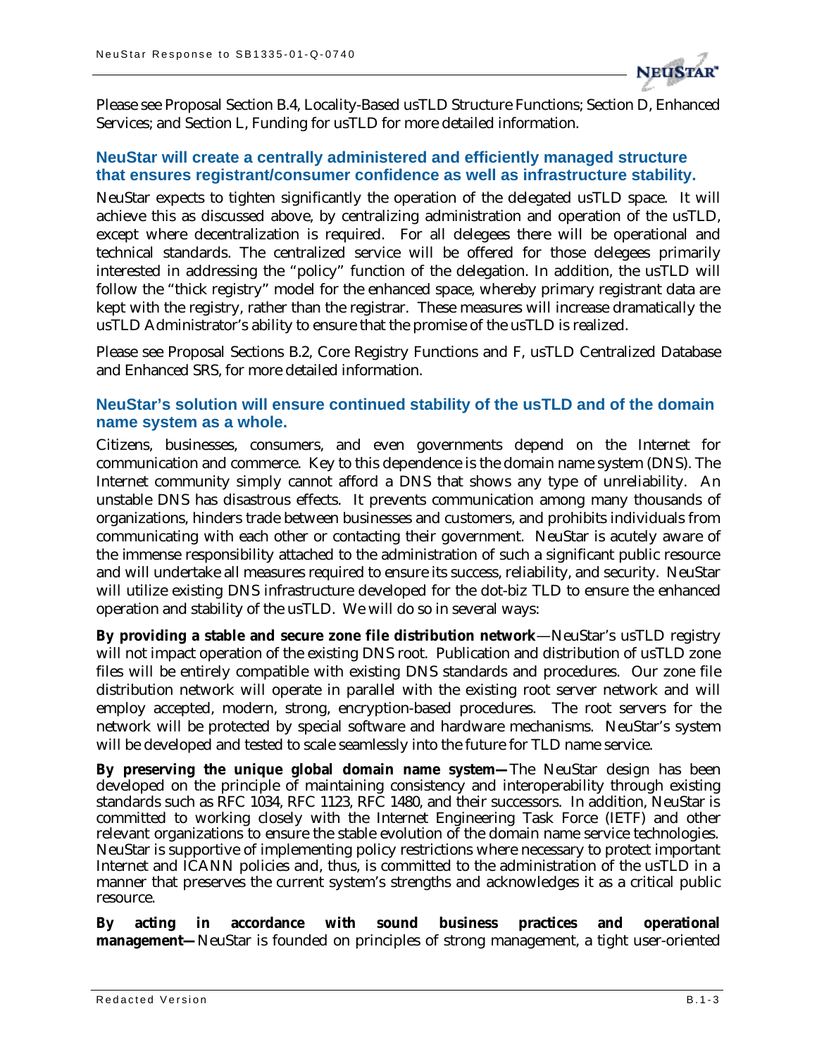Please see Proposal Section B.4, Locality-Based usTLD Structure Functions; Section D, Enhanced Services; and Section L, Funding for usTLD for more detailed information.

### NeuStar will create a centrally administered and efficiently managed structure that ensures registrant/consumer confidence as well as infrastructure stability.

NeuStar expects to tighten significantly the operation of the delegated usTLD space. It will achieve this as discussed above, by centralizing administration and operation of the usTLD, except where decentralization is required. For all delegees there will be operational and technical standards. The centralized service will be offered for those delegees primarily interested in addressing the "policy" function of the delegation. In addition, the usTLD will follow the "thick registry" model for the enhanced space, whereby primary registrant data are kept with the registry, rather than the registrar. These measures will increase dramatically the usTLD Administrator's ability to ensure that the promise of the usTLD is realized.

Please see Proposal Sections B.2, Core Registry Functions and F, usTLD Centralized Database and Enhanced SRS, for more detailed information.

### NeuStar's solution will ensure continued stability of the usTLD and of the domain name system as a whole.

Citizens, businesses, consumers, and even governments depend on the Internet for communication and commerce. Key to this dependence is the domain name system (DNS). The Internet community simply cannot afford a DNS that shows any type of unreliability. An unstable DNS has disastrous effects. It prevents communication among many thousands of organizations, hinders trade between businesses and customers, and prohibits individuals from communicating with each other or contacting their government. NeuStar is acutely aware of the immense responsibility attached to the administration of such a significant public resource and will undertake all measures required to ensure its success, reliability, and security. NeuStar will utilize existing DNS infrastructure developed for the dot-biz TLD to ensure the enhanced operation and stability of the usTLD. We will do so in several ways:

**By providing a stable and secure zone file distribution network**—NeuStar's usTLD registry will not impact operation of the existing DNS root. Publication and distribution of usTLD zone files will be entirely compatible with existing DNS standards and procedures. Our zone file distribution network will operate in parallel with the existing root server network and will employ accepted, modern, strong, encryption-based procedures. The root servers for the network will be protected by special software and hardware mechanisms. NeuStar's system will be developed and tested to scale seamlessly into the future for TLD name service.

**By preserving the unique global domain name system—**The NeuStar design has been developed on the principle of maintaining consistency and interoperability through existing standards such as RFC 1034, RFC 1123, RFC 1480, and their successors. In addition, NeuStar is committed to working closely with the Internet Engineering Task Force (IETF) and other relevant organizations to ensure the stable evolution of the domain name service technologies. NeuStar is supportive of implementing policy restrictions where necessary to protect important Internet and ICANN policies and, thus, is committed to the administration of the usTLD in a manner that preserves the current system's strengths and acknowledges it as a critical public resource.

**By acting in accordance with sound business practices and operational management—**NeuStar is founded on principles of strong management, a tight user-oriented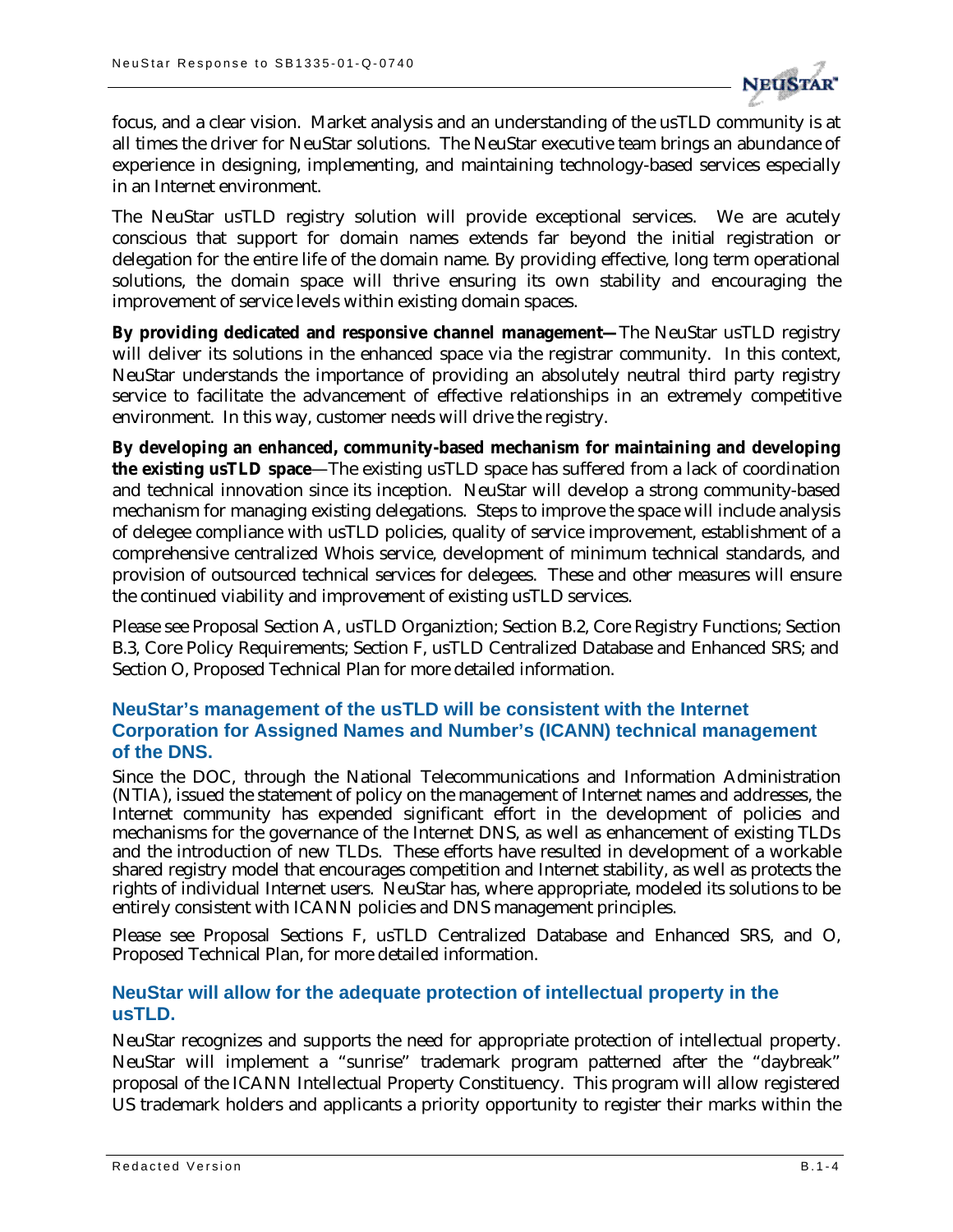focus, and a clear vision. Market analysis and an understanding of the usTLD community is at all times the driver for NeuStar solutions. The NeuStar executive team brings an abundance of experience in designing, implementing, and maintaining technology-based services especially in an Internet environment.

The NeuStar usTLD registry solution will provide exceptional services. We are acutely conscious that support for domain names extends far beyond the initial registration or delegation for the entire life of the domain name. By providing effective, long term operational solutions, the domain space will thrive ensuring its own stability and encouraging the improvement of service levels within existing domain spaces.

**By providing dedicated and responsive channel management—**The NeuStar usTLD registry will deliver its solutions in the enhanced space via the registrar community. In this context, NeuStar understands the importance of providing an absolutely neutral third party registry service to facilitate the advancement of effective relationships in an extremely competitive environment. In this way, customer needs will drive the registry.

**By developing an enhanced, community-based mechanism for maintaining and developing the existing usTLD space**—The existing usTLD space has suffered from a lack of coordination and technical innovation since its inception. NeuStar will develop a strong community-based mechanism for managing existing delegations. Steps to improve the space will include analysis of delegee compliance with usTLD policies, quality of service improvement, establishment of a comprehensive centralized Whois service, development of minimum technical standards, and provision of outsourced technical services for delegees. These and other measures will ensure the continued viability and improvement of existing usTLD services.

Please see Proposal Section A, usTLD Organiztion; Section B.2, Core Registry Functions; Section B.3, Core Policy Requirements; Section F, usTLD Centralized Database and Enhanced SRS; and Section O, Proposed Technical Plan for more detailed information.

### NeuStar's management of the usTLD will be consistent with the Internet Corporation for Assigned Names and Number's (ICANN) technical management of the DNS.

Since the DOC, through the National Telecommunications and Information Administration (NTIA), issued the statement of policy on the management of Internet names and addresses, the Internet community has expended significant effort in the development of policies and mechanisms for the governance of the Internet DNS, as well as enhancement of existing TLDs and the introduction of new TLDs. These efforts have resulted in development of a workable shared registry model that encourages competition and Internet stability, as well as protects the rights of individual Internet users. NeuStar has, where appropriate, modeled its solutions to be entirely consistent with ICANN policies and DNS management principles.

Please see Proposal Sections F, usTLD Centralized Database and Enhanced SRS, and O, Proposed Technical Plan, for more detailed information.

### NeuStar will allow for the adequate protection of intellectual property in the usTLD.

NeuStar recognizes and supports the need for appropriate protection of intellectual property. NeuStar will implement a "sunrise" trademark program patterned after the "daybreak" proposal of the ICANN Intellectual Property Constituency. This program will allow registered US trademark holders and applicants a priority opportunity to register their marks within the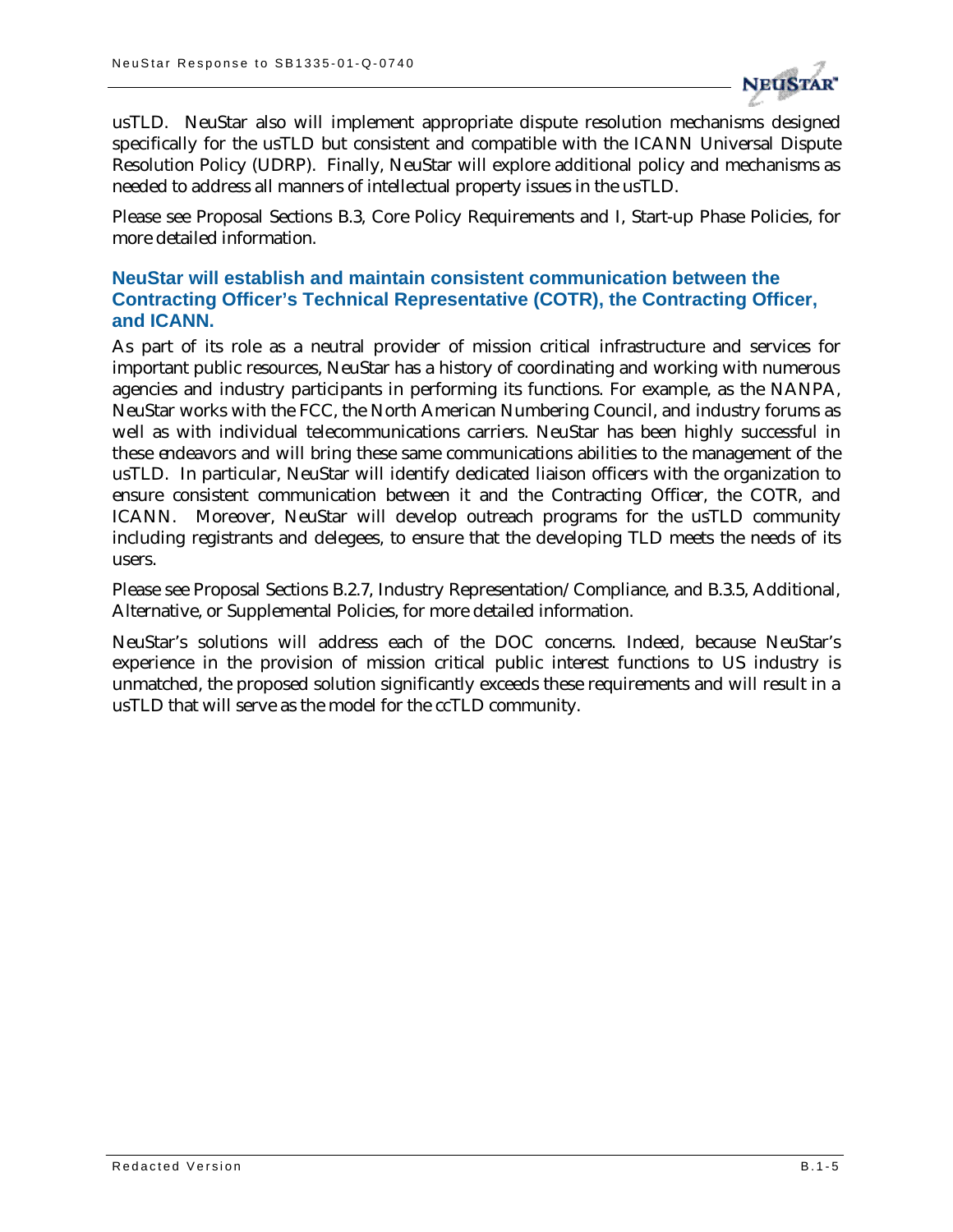usTLD. NeuStar also will implement appropriate dispute resolution mechanisms designed specifically for the usTLD but consistent and compatible with the ICANN Universal Dispute Resolution Policy (UDRP). Finally, NeuStar will explore additional policy and mechanisms as needed to address all manners of intellectual property issues in the usTLD.

Please see Proposal Sections B.3, Core Policy Requirements and I, Start-up Phase Policies, for more detailed information.

### NeuStar will establish and maintain consistent communication between the Contracting Officer's Technical Representative (COTR), the Contracting Officer, and ICANN.

As part of its role as a neutral provider of mission critical infrastructure and services for important public resources, NeuStar has a history of coordinating and working with numerous agencies and industry participants in performing its functions. For example, as the NANPA, NeuStar works with the FCC, the North American Numbering Council, and industry forums as well as with individual telecommunications carriers. NeuStar has been highly successful in these endeavors and will bring these same communications abilities to the management of the usTLD. In particular, NeuStar will identify dedicated liaison officers with the organization to ensure consistent communication between it and the Contracting Officer, the COTR, and ICANN. Moreover, NeuStar will develop outreach programs for the usTLD community including registrants and delegees, to ensure that the developing TLD meets the needs of its users.

Please see Proposal Sections B.2.7, Industry Representation/Compliance, and B.3.5, Additional, Alternative, or Supplemental Policies, for more detailed information.

NeuStar's solutions will address each of the DOC concerns. Indeed, because NeuStar's experience in the provision of mission critical public interest functions to US industry is unmatched, the proposed solution significantly exceeds these requirements and will result in a usTLD that will serve as the model for the ccTLD community.